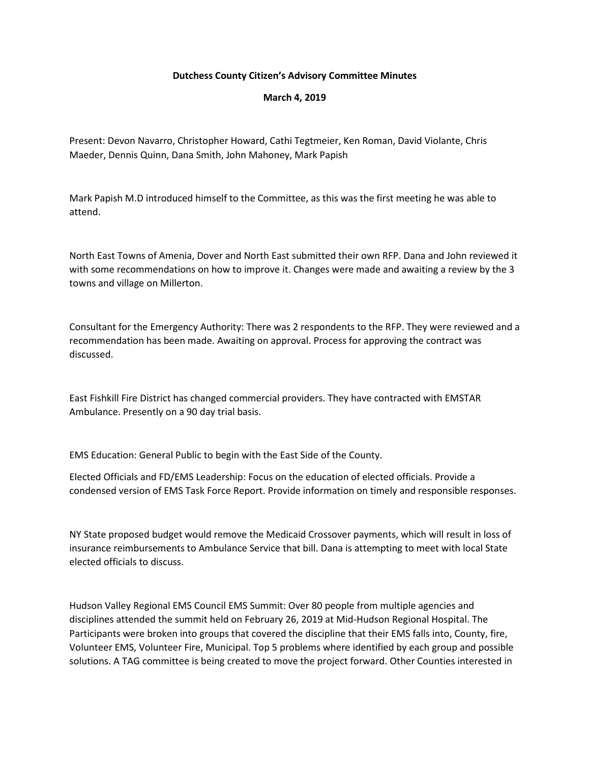**Dutchess County Citizen's Advisory Committee Minutes**

**March 4, 2019**

Present: Devon Navarro, Christopher Howard, Cathi Tegtmeier, Ken Roman, David Violante, Chris Maeder, Dennis Quinn, Dana Smith, John Mahoney, Mark Papish

Mark Papish M.D introduced himself to the Committee, as this was the first meeting he was able to attend.

North East Towns of Amenia, Dover and North East submitted their own RFP. Dana and John reviewed it with some recommendations on how to improve it. Changes were made and awaiting a review by the 3 towns and village on Millerton.

Consultant for the Emergency Authority: There was 2 respondents to the RFP. They were reviewed and a recommendation has been made. Awaiting on approval. Process for approving the contract was discussed.

East Fishkill Fire District has changed commercial providers. They have contracted with EMSTAR Ambulance. Presently on a 90 day trial basis.

EMS Education: General Public to begin with the East Side of the County.

Elected Officials and FD/EMS Leadership: Focus on the education of elected officials. Provide a condensed version of EMS Task Force Report. Provide information on timely and responsible responses.

NY State proposed budget would remove the Medicaid Crossover payments, which will result in loss of insurance reimbursements to Ambulance Service that bill. Dana is attempting to meet with local State elected officials to discuss.

Hudson Valley Regional EMS Council EMS Summit: Over 80 people from multiple agencies and disciplines attended the summit held on February 26, 2019 at Mid-Hudson Regional Hospital. The Participants were broken into groups that covered the discipline that their EMS falls into, County, fire, Volunteer EMS, Volunteer Fire, Municipal. Top 5 problems where identified by each group and possible solutions. A TAG committee is being created to move the project forward. Other Counties interested in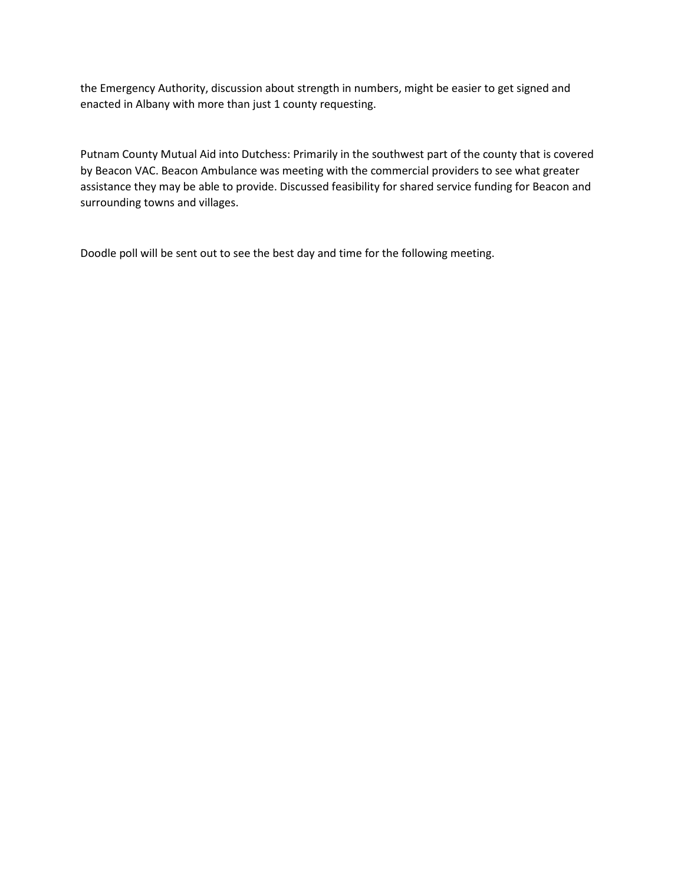the Emergency Authority, discussion about strength in numbers, might be easier to get signed and enacted in Albany with more than just 1 county requesting.

Putnam County Mutual Aid into Dutchess: Primarily in the southwest part of the county that is covered by Beacon VAC. Beacon Ambulance was meeting with the commercial providers to see what greater assistance they may be able to provide. Discussed feasibility for shared service funding for Beacon and surrounding towns and villages.

Doodle poll will be sent out to see the best day and time for the following meeting.